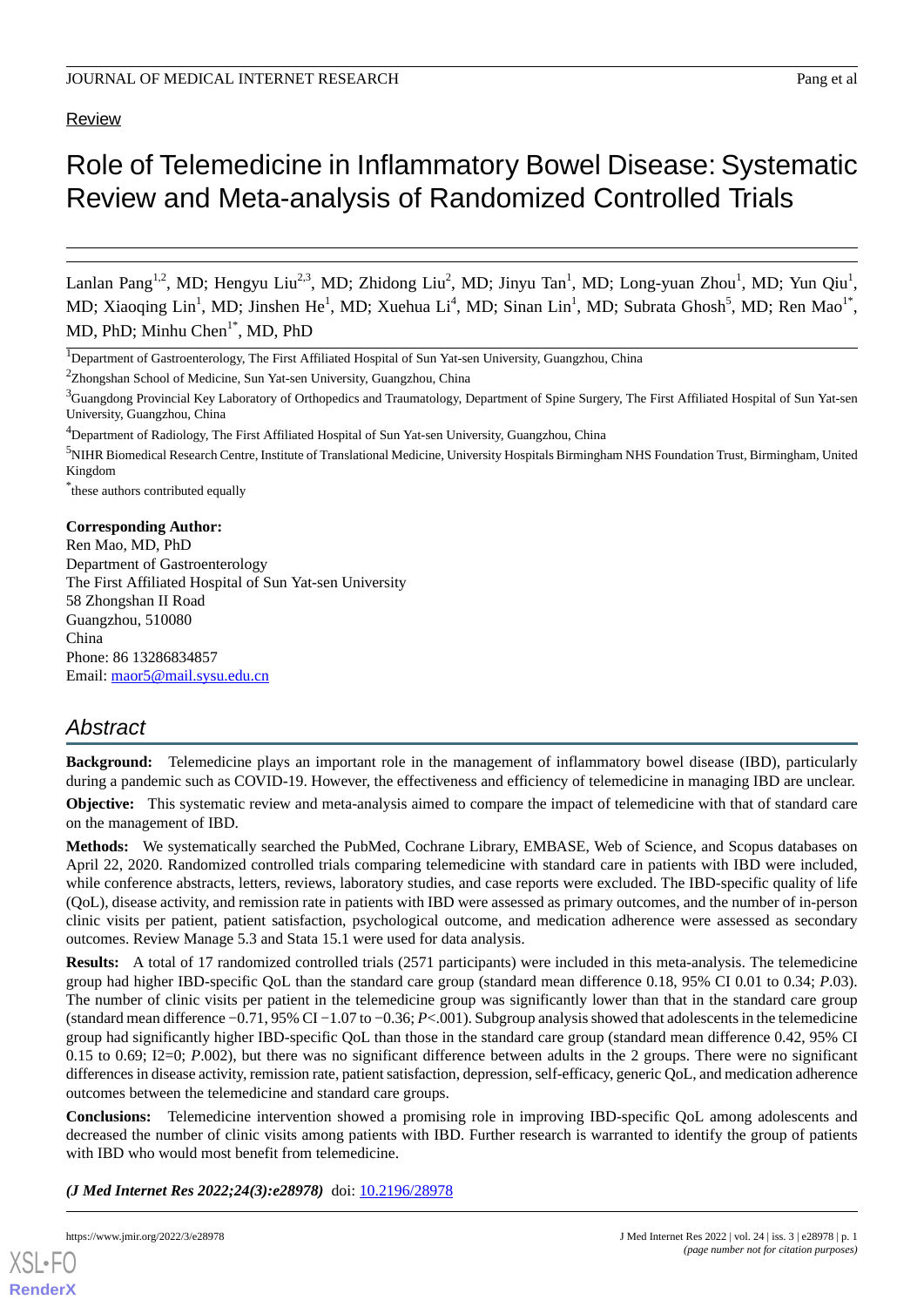Review

# Role of Telemedicine in Inflammatory Bowel Disease: Systematic Review and Meta-analysis of Randomized Controlled Trials

Lanlan Pang[1,2], MD; Hengyu Liu[2,3], MD; Zhidong Liu[2], MD; Jinyu Tan[1], MD; Long-yuan Zhou[1], MD; Yun Qiu[1], MD; Xiaoqing Lin[1], MD; Jinshen He[1], MD; Xuehua Li[4], MD; Sinan Lin[1], MD; Subrata Ghosh[5], MD; Ren Mao[1*], MD, PhD; Minhu Chen[1*], MD, PhD

[1]Department of Gastroenterology, The First Affiliated Hospital of Sun Yat-sen University, Guangzhou, China

[2]Zhongshan School of Medicine, Sun Yat-sen University, Guangzhou, China

[3]Guangdong Provincial Key Laboratory of Orthopedics and Traumatology, Department of Spine Surgery, The First Affiliated Hospital of Sun Yat-sen University, Guangzhou, China

[4]Department of Radiology, The First Affiliated Hospital of Sun Yat-sen University, Guangzhou, China

[5]NIHR Biomedical Research Centre, Institute of Translational Medicine, University Hospitals Birmingham NHS Foundation Trust, Birmingham, United Kingdom

*these authors contributed equally

**Corresponding Author:**
Ren Mao, MD, PhD
Department of Gastroenterology
The First Affiliated Hospital of Sun Yat-sen University
58 Zhongshan II Road
Guangzhou, 510080
China
Phone: 86 13286834857
Email: maor5@mail.sysu.edu.cn

## Abstract

**Background:** Telemedicine plays an important role in the management of inflammatory bowel disease (IBD), particularly during a pandemic such as COVID-19. However, the effectiveness and efficiency of telemedicine in managing IBD are unclear.

**Objective:** This systematic review and meta-analysis aimed to compare the impact of telemedicine with that of standard care on the management of IBD.

**Methods:** We systematically searched the PubMed, Cochrane Library, EMBASE, Web of Science, and Scopus databases on April 22, 2020. Randomized controlled trials comparing telemedicine with standard care in patients with IBD were included, while conference abstracts, letters, reviews, laboratory studies, and case reports were excluded. The IBD-specific quality of life (QoL), disease activity, and remission rate in patients with IBD were assessed as primary outcomes, and the number of in-person clinic visits per patient, patient satisfaction, psychological outcome, and medication adherence were assessed as secondary outcomes. Review Manage 5.3 and Stata 15.1 were used for data analysis.

**Results:** A total of 17 randomized controlled trials (2571 participants) were included in this meta-analysis. The telemedicine group had higher IBD-specific QoL than the standard care group (standard mean difference 0.18, 95% CI 0.01 to 0.34; *P*.03). The number of clinic visits per patient in the telemedicine group was significantly lower than that in the standard care group (standard mean difference −0.71, 95% CI −1.07 to −0.36; *P*<.001). Subgroup analysis showed that adolescents in the telemedicine group had significantly higher IBD-specific QoL than those in the standard care group (standard mean difference 0.42, 95% CI 0.15 to 0.69; $I^2$=0; *P*.002), but there was no significant difference between adults in the 2 groups. There were no significant differences in disease activity, remission rate, patient satisfaction, depression, self-efficacy, generic QoL, and medication adherence outcomes between the telemedicine and standard care groups.

**Conclusions:** Telemedicine intervention showed a promising role in improving IBD-specific QoL among adolescents and decreased the number of clinic visits among patients with IBD. Further research is warranted to identify the group of patients with IBD who would most benefit from telemedicine.

***(J Med Internet Res 2022;24(3):e28978)*** doi: 10.2196/28978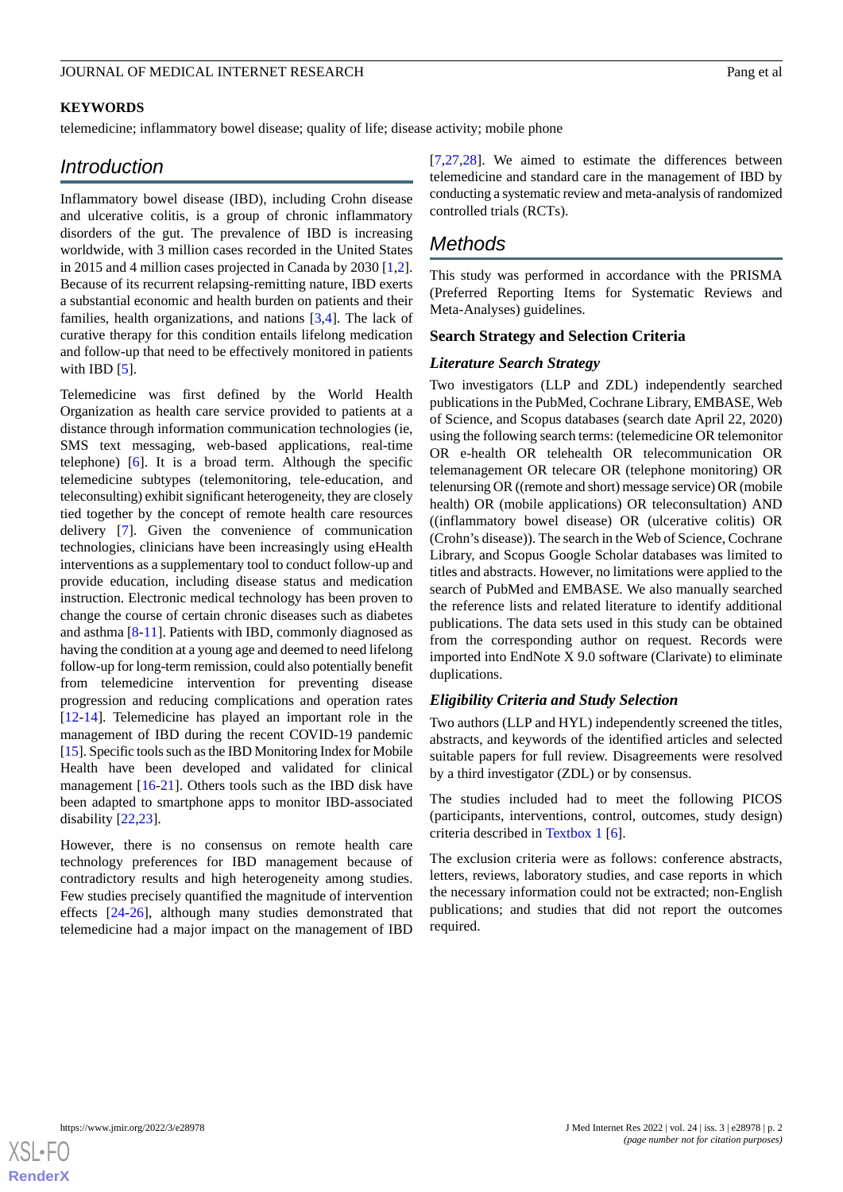## KEYWORDS

telemedicine; inflammatory bowel disease; quality of life; disease activity; mobile phone

## Introduction

Inflammatory bowel disease (IBD), including Crohn disease and ulcerative colitis, is a group of chronic inflammatory disorders of the gut. The prevalence of IBD is increasing worldwide, with 3 million cases recorded in the United States in 2015 and 4 million cases projected in Canada by 2030 [1,2]. Because of its recurrent relapsing-remitting nature, IBD exerts a substantial economic and health burden on patients and their families, health organizations, and nations [3,4]. The lack of curative therapy for this condition entails lifelong medication and follow-up that need to be effectively monitored in patients with IBD [5].

Telemedicine was first defined by the World Health Organization as health care service provided to patients at a distance through information communication technologies (ie, SMS text messaging, web-based applications, real-time telephone) [6]. It is a broad term. Although the specific telemedicine subtypes (telemonitoring, tele-education, and teleconsulting) exhibit significant heterogeneity, they are closely tied together by the concept of remote health care resources delivery [7]. Given the convenience of communication technologies, clinicians have been increasingly using eHealth interventions as a supplementary tool to conduct follow-up and provide education, including disease status and medication instruction. Electronic medical technology has been proven to change the course of certain chronic diseases such as diabetes and asthma [8-11]. Patients with IBD, commonly diagnosed as having the condition at a young age and deemed to need lifelong follow-up for long-term remission, could also potentially benefit from telemedicine intervention for preventing disease progression and reducing complications and operation rates [12-14]. Telemedicine has played an important role in the management of IBD during the recent COVID-19 pandemic [15]. Specific tools such as the IBD Monitoring Index for Mobile Health have been developed and validated for clinical management [16-21]. Others tools such as the IBD disk have been adapted to smartphone apps to monitor IBD-associated disability [22,23].

However, there is no consensus on remote health care technology preferences for IBD management because of contradictory results and high heterogeneity among studies. Few studies precisely quantified the magnitude of intervention effects [24-26], although many studies demonstrated that telemedicine had a major impact on the management of IBD [7,27,28]. We aimed to estimate the differences between telemedicine and standard care in the management of IBD by conducting a systematic review and meta-analysis of randomized controlled trials (RCTs).

## Methods

This study was performed in accordance with the PRISMA (Preferred Reporting Items for Systematic Reviews and Meta-Analyses) guidelines.

### Search Strategy and Selection Criteria

#### *Literature Search Strategy*

Two investigators (LLP and ZDL) independently searched publications in the PubMed, Cochrane Library, EMBASE, Web of Science, and Scopus databases (search date April 22, 2020) using the following search terms: (telemedicine OR telemonitor OR e-health OR telehealth OR telecommunication OR telemanagement OR telecare OR (telephone monitoring) OR telenursing OR ((remote and short) message service) OR (mobile health) OR (mobile applications) OR teleconsultation) AND ((inflammatory bowel disease) OR (ulcerative colitis) OR (Crohn's disease)). The search in the Web of Science, Cochrane Library, and Scopus Google Scholar databases was limited to titles and abstracts. However, no limitations were applied to the search of PubMed and EMBASE. We also manually searched the reference lists and related literature to identify additional publications. The data sets used in this study can be obtained from the corresponding author on request. Records were imported into EndNote X 9.0 software (Clarivate) to eliminate duplications.

#### *Eligibility Criteria and Study Selection*

Two authors (LLP and HYL) independently screened the titles, abstracts, and keywords of the identified articles and selected suitable papers for full review. Disagreements were resolved by a third investigator (ZDL) or by consensus.

The studies included had to meet the following PICOS (participants, interventions, control, outcomes, study design) criteria described in Textbox 1 [6].

The exclusion criteria were as follows: conference abstracts, letters, reviews, laboratory studies, and case reports in which the necessary information could not be extracted; non-English publications; and studies that did not report the outcomes required.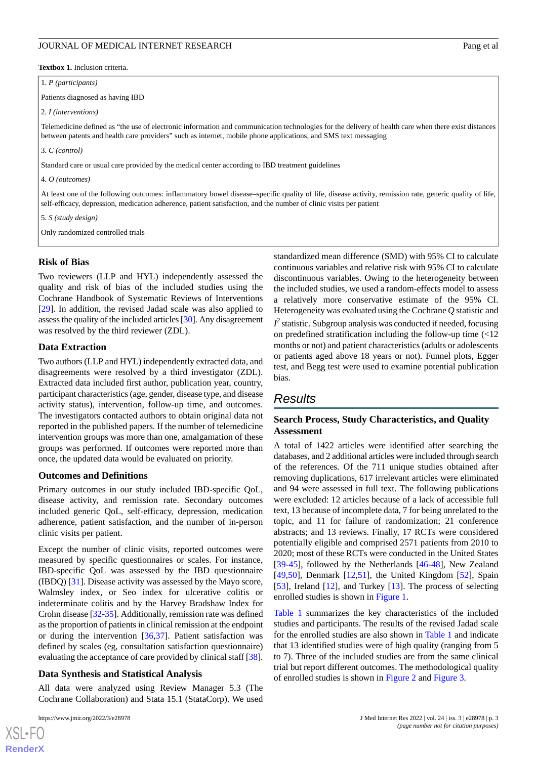**Textbox 1.** Inclusion criteria.

1. *P (participants)*

Patients diagnosed as having IBD

2. *I (interventions)*

Telemedicine defined as “the use of electronic information and communication technologies for the delivery of health care when there exist distances between patents and health care providers” such as internet, mobile phone applications, and SMS text messaging

3. *C (control)*

Standard care or usual care provided by the medical center according to IBD treatment guidelines

4. *O (outcomes)*

At least one of the following outcomes: inflammatory bowel disease–specific quality of life, disease activity, remission rate, generic quality of life, self-efficacy, depression, medication adherence, patient satisfaction, and the number of clinic visits per patient

5. *S (study design)*

Only randomized controlled trials

### Risk of Bias

Two reviewers (LLP and HYL) independently assessed the quality and risk of bias of the included studies using the Cochrane Handbook of Systematic Reviews of Interventions [29]. In addition, the revised Jadad scale was also applied to assess the quality of the included articles [30]. Any disagreement was resolved by the third reviewer (ZDL).

### Data Extraction

Two authors (LLP and HYL) independently extracted data, and disagreements were resolved by a third investigator (ZDL). Extracted data included first author, publication year, country, participant characteristics (age, gender, disease type, and disease activity status), intervention, follow-up time, and outcomes. The investigators contacted authors to obtain original data not reported in the published papers. If the number of telemedicine intervention groups was more than one, amalgamation of these groups was performed. If outcomes were reported more than once, the updated data would be evaluated on priority.

### Outcomes and Definitions

Primary outcomes in our study included IBD-specific QoL, disease activity, and remission rate. Secondary outcomes included generic QoL, self-efficacy, depression, medication adherence, patient satisfaction, and the number of in-person clinic visits per patient.

Except the number of clinic visits, reported outcomes were measured by specific questionnaires or scales. For instance, IBD-specific QoL was assessed by the IBD questionnaire (IBDQ) [31]. Disease activity was assessed by the Mayo score, Walmsley index, or Seo index for ulcerative colitis or indeterminate colitis and by the Harvey Bradshaw Index for Crohn disease [32-35]. Additionally, remission rate was defined as the proportion of patients in clinical remission at the endpoint or during the intervention [36,37]. Patient satisfaction was defined by scales (eg, consultation satisfaction questionnaire) evaluating the acceptance of care provided by clinical staff [38].

### Data Synthesis and Statistical Analysis

All data were analyzed using Review Manager 5.3 (The Cochrane Collaboration) and Stata 15.1 (StataCorp). We used standardized mean difference (SMD) with 95% CI to calculate continuous variables and relative risk with 95% CI to calculate discontinuous variables. Owing to the heterogeneity between the included studies, we used a random-effects model to assess a relatively more conservative estimate of the 95% CI. Heterogeneity was evaluated using the Cochrane *Q* statistic and $I^2$ statistic. Subgroup analysis was conducted if needed, focusing on predefined stratification including the follow-up time (<12 months or not) and patient characteristics (adults or adolescents or patients aged above 18 years or not). Funnel plots, Egger test, and Begg test were used to examine potential publication bias.

## Results

### Search Process, Study Characteristics, and Quality Assessment

A total of 1422 articles were identified after searching the databases, and 2 additional articles were included through search of the references. Of the 711 unique studies obtained after removing duplications, 617 irrelevant articles were eliminated and 94 were assessed in full text. The following publications were excluded: 12 articles because of a lack of accessible full text, 13 because of incomplete data, 7 for being unrelated to the topic, and 11 for failure of randomization; 21 conference abstracts; and 13 reviews. Finally, 17 RCTs were considered potentially eligible and comprised 2571 patients from 2010 to 2020; most of these RCTs were conducted in the United States [39-45], followed by the Netherlands [46-48], New Zealand [49,50], Denmark [12,51], the United Kingdom [52], Spain [53], Ireland [12], and Turkey [13]. The process of selecting enrolled studies is shown in Figure 1.

Table 1 summarizes the key characteristics of the included studies and participants. The results of the revised Jadad scale for the enrolled studies are also shown in Table 1 and indicate that 13 identified studies were of high quality (ranging from 5 to 7). Three of the included studies are from the same clinical trial but report different outcomes. The methodological quality of enrolled studies is shown in Figure 2 and Figure 3.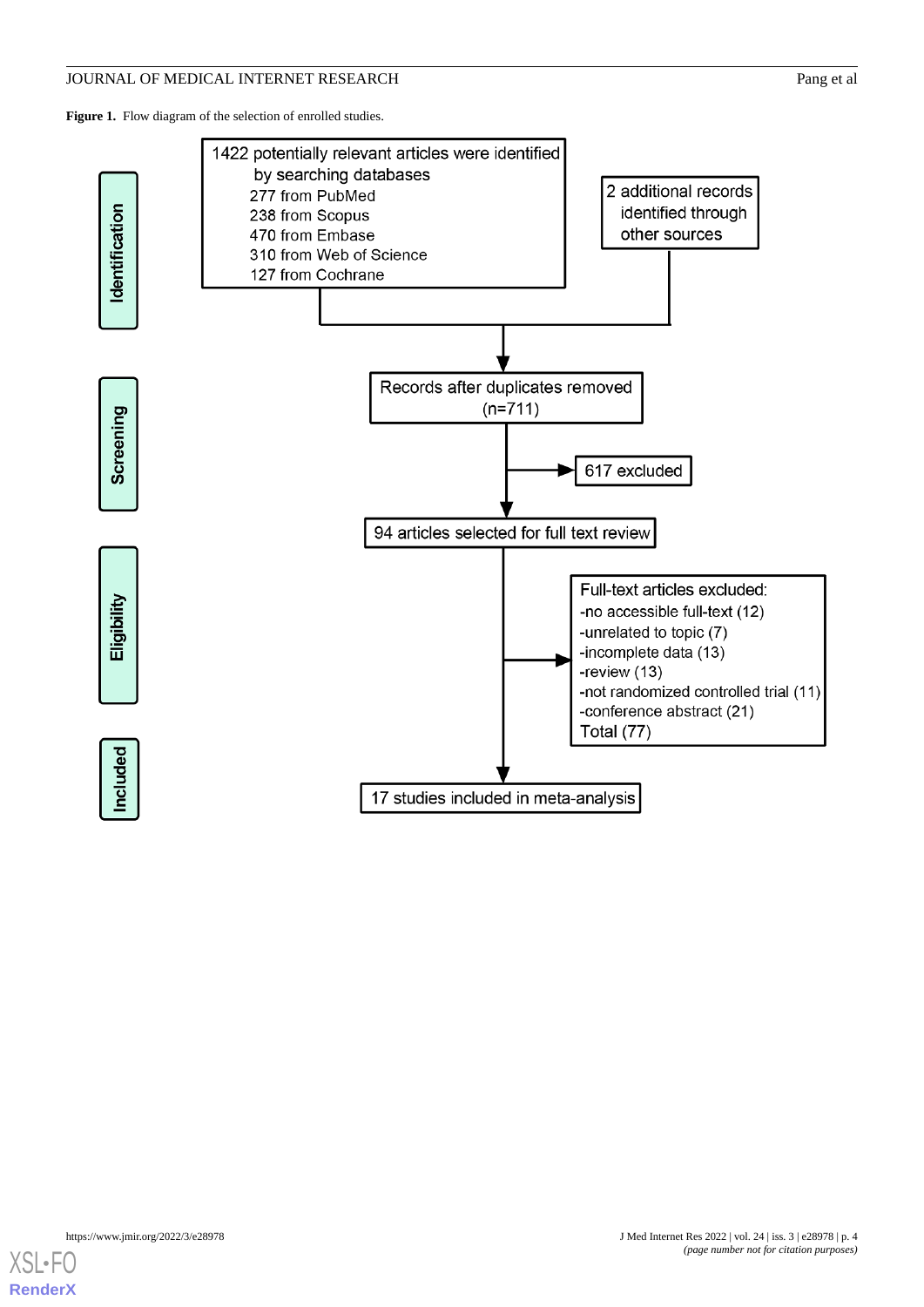**Figure 1.** Flow diagram of the selection of enrolled studies.

**Identification**

1422 potentially relevant articles were identified by searching databases
- 277 from PubMed
- 238 from Scopus
- 470 from Embase
- 310 from Web of Science
- 127 from Cochrane

2 additional records identified through other sources

**Screening**

Records after duplicates removed (n=711)

617 excluded

94 articles selected for full text review

**Eligibility**

Full-text articles excluded:
- -no accessible full-text (12)
- -unrelated to topic (7)
- -incomplete data (13)
- -review (13)
- -not randomized controlled trial (11)
- -conference abstract (21)

Total (77)

**Included**

17 studies included in meta-analysis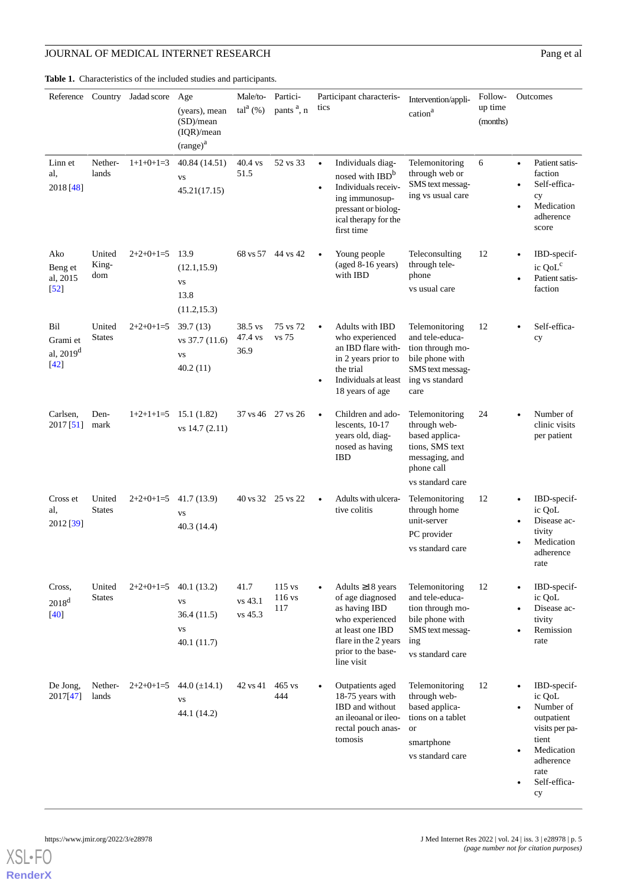**Table 1.** Characteristics of the included studies and participants.

| Reference | Country | Jadad score | Age (years), mean (SD)/mean (IQR)/mean (range)[a] | Male/total[a] (%) | Participants [a], n | Participant characteristics | Intervention/application[a] | Follow-up time (months) | Outcomes |
|---|---|---|---|---|---|---|---|---|---|
| Linn et al, 2018 [48] | Netherlands | 1+1+0+1=3 | 40.84 (14.51) vs 45.21(17.15) | 40.4 vs 51.5 | 52 vs 33 | • Individuals diagnosed with IBD[b] • Individuals receiving immunosuppressant or biological therapy for the first time | Telemonitoring through web or SMS text messaging vs usual care | 6 | • Patient satisfaction • Self-efficacy • Medication adherence score |
| Ako Beng et al, 2015 [52] | United Kingdom | 2+2+0+1=5 | 13.9 (12.1,15.9) vs 13.8 (11.2,15.3) | 68 vs 57 | 44 vs 42 | • Young people (aged 8-16 years) with IBD | Teleconsulting through telephone vs usual care | 12 | • IBD-specific QoL[c] • Patient satisfaction |
| Bil Grami et al, 2019[d] [42] | United States | 2+2+0+1=5 | 39.7 (13) vs 37.7 (11.6) vs 40.2 (11) | 38.5 vs 47.4 vs 36.9 | 75 vs 72 vs 75 | • Adults with IBD who experienced an IBD flare within 2 years prior to the trial • Individuals at least 18 years of age | Telemonitoring and tele-education through mobile phone with SMS text messaging vs standard care | 12 | • Self-efficacy |
| Carlsen, 2017 [51] | Denmark | 1+2+1+1=5 | 15.1 (1.82) vs 14.7 (2.11) | 37 vs 46 | 27 vs 26 | • Children and adolescents, 10-17 years old, diagnosed as having IBD | Telemonitoring through web-based applications, SMS text messaging, and phone call vs standard care | 24 | • Number of clinic visits per patient |
| Cross et al, 2012 [39] | United States | 2+2+0+1=5 | 41.7 (13.9) vs 40.3 (14.4) | 40 vs 32 | 25 vs 22 | • Adults with ulcerative colitis | Telemonitoring through home unit-server PC provider vs usual care | 12 | • IBD-specific QoL • Disease activity • Medication adherence rate |
| Cross, 2018[d] [40] | United States | 2+2+0+1=5 | 40.1 (13.2) vs 36.4 (11.5) vs 40.1 (11.7) | 41.7 vs 43.1 vs 45.3 | 115 vs 116 vs 117 | • Adults ≥18 years of age diagnosed as having IBD who experienced at least one IBD flare in the 2 years prior to the baseline visit | Telemonitoring and tele-education through mobile phone with SMS text messaging vs standard care | 12 | • IBD-specific QoL • Disease activity • Remission rate |
| De Jong, 2017[47] | Netherlands | 2+2+0+1=5 | 44.0 (±14.1) vs 44.1 (14.2) | 42 vs 41 | 465 vs 444 | • Outpatients aged 18-75 years with IBD and without an ileoanal or ileorectal pouch anastomosis | Telemonitoring through web-based applications on a tablet or smartphone vs standard care | 12 | • IBD-specific QoL • Number of outpatient visits per patient • Medication adherence rate • Self-efficacy |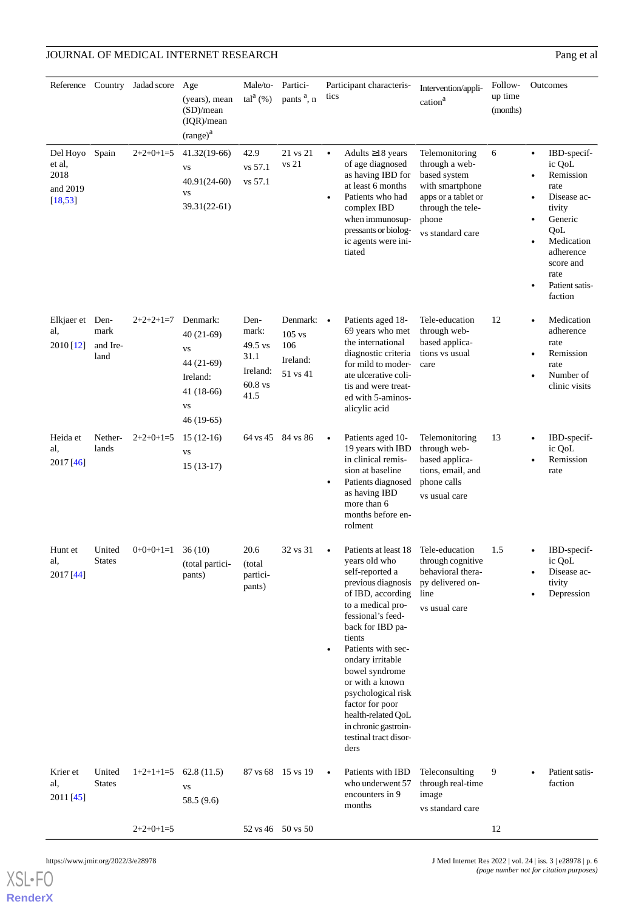| Reference | Country | Jadad score | Age (years), mean (SD)/mean (IQR)/mean (range)[a] | Male/total[a] (%) | Participants [a], n | Participant characteristics | Intervention/application[a] | Follow-up time (months) | Outcomes |
|---|---|---|---|---|---|---|---|---|---|
| Del Hoyo et al, 2018 and 2019 [18,53] | Spain | 2+2+0+1=5 | 41.32(19-66) vs 40.91(24-60) vs 39.31(22-61) | 42.9 vs 57.1 vs 57.1 | 21 vs 21 vs 21 | • Adults ≥18 years of age diagnosed as having IBD for at least 6 months<br>• Patients who had complex IBD when immunosuppressants or biologic agents were initiated | Telemonitoring through a web-based system with smartphone apps or a tablet or through the telephone vs standard care | 6 | • IBD-specific QoL<br>• Remission rate<br>• Disease activity<br>• Generic QoL<br>• Medication adherence score and rate<br>• Patient satisfaction |
| Elkjaer et al, 2010 [12] | Denmark and Ireland | 2+2+2+1=7 | Denmark: 40 (21-69) vs 44 (21-69) Ireland: 41 (18-66) vs 46 (19-65) | Denmark: 49.5 vs 31.1 Ireland: 60.8 vs 41.5 | Denmark: 105 vs 106 Ireland: 51 vs 41 | • Patients aged 18-69 years who met the international diagnostic criteria for mild to moderate ulcerative colitis and were treated with 5-aminosalicylic acid | Tele-education through web-based applications vs usual care | 12 | • Medication adherence rate<br>• Remission rate<br>• Number of clinic visits |
| Heida et al, 2017 [46] | Netherlands | 2+2+0+1=5 | 15 (12-16) vs 15 (13-17) | 64 vs 45 | 84 vs 86 | • Patients aged 10-19 years with IBD in clinical remission at baseline<br>• Patients diagnosed as having IBD more than 6 months before enrolment | Telemonitoring through web-based applications, email, and phone calls vs usual care | 13 | • IBD-specific QoL<br>• Remission rate |
| Hunt et al, 2017 [44] | United States | 0+0+0+1=1 | 36 (10) (total participants) | 20.6 (total participants) | 32 vs 31 | • Patients at least 18 years old who self-reported a previous diagnosis of IBD, according to a medical professional's feedback for IBD patients<br>• Patients with secondary irritable bowel syndrome or with a known psychological risk factor for poor health-related QoL in chronic gastrointestinal tract disorders | Tele-education through cognitive behavioral therapy delivered online vs usual care | 1.5 | • IBD-specific QoL<br>• Disease activity<br>• Depression |
| Krier et al, 2011 [45] | United States | 1+2+1+1=5 | 62.8 (11.5) vs 58.5 (9.6) | 87 vs 68 | 15 vs 19 | • Patients with IBD who underwent 57 encounters in 9 months | Teleconsulting through real-time image vs standard care | 9 | • Patient satisfaction |
| | | 2+2+0+1=5 | | 52 vs 46 | 50 vs 50 | | | 12 | |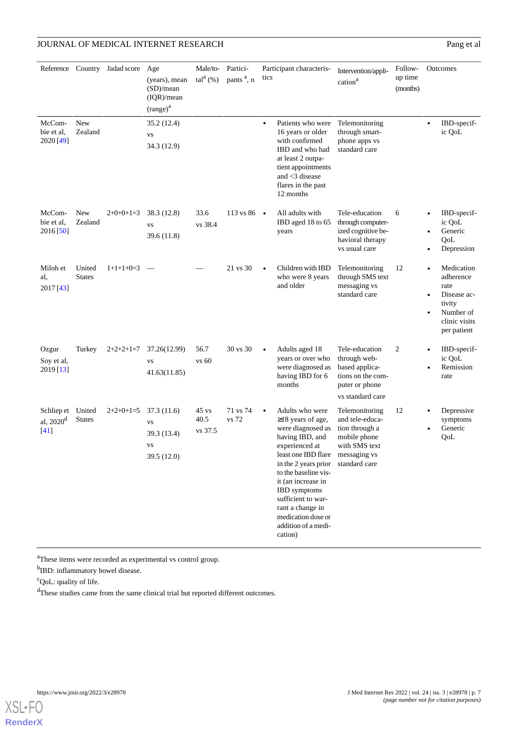| Reference | Country | Jadad score | Age (years), mean (SD)/mean (IQR)/mean (range)[a] | Male/total[a] (%) | Participants [a], n | Participant characteristics | Intervention/application[a] | Follow-up time (months) | Outcomes |
|---|---|---|---|---|---|---|---|---|---|
| McCombie et al, 2020 [49] | New Zealand | | 35.2 (12.4) vs 34.3 (12.9) | | | • Patients who were 16 years or older with confirmed IBD and who had at least 2 outpatient appointments and <3 disease flares in the past 12 months | Telemonitoring through smartphone apps vs standard care | | • IBD-specific QoL |
| McCombie et al, 2016 [50] | New Zealand | 2+0+0+1=3 | 38.3 (12.8) vs 39.6 (11.8) | 33.6 vs 38.4 | 113 vs 86 | • All adults with IBD aged 18 to 65 years | Tele-education through computerized cognitive behavioral therapy vs usual care | 6 | • IBD-specific QoL<br>• Generic QoL<br>• Depression |
| Miloh et al, 2017 [43] | United States | 1+1+1+0=3 | — | — | 21 vs 30 | • Children with IBD who were 8 years and older | Telemonitoring through SMS text messaging vs standard care | 12 | • Medication adherence rate<br>• Disease activity<br>• Number of clinic visits per patient |
| Ozgur Soy et al, 2019 [13] | Turkey | 2+2+2+1=7 | 37.26(12.99) vs 41.63(11.85) | 56.7 vs 60 | 30 vs 30 | • Adults aged 18 years or over who were diagnosed as having IBD for 6 months | Tele-education through web-based applications on the computer or phone vs standard care | 2 | • IBD-specific QoL<br>• Remission rate |
| Schliep et al, 2020[d] [41] | United States | 2+2+0+1=5 | 37.3 (11.6) vs 39.3 (13.4) vs 39.5 (12.0) | 45 vs 40.5 vs 37.5 | 71 vs 74 vs 72 | • Adults who were ≥18 years of age, were diagnosed as having IBD, and experienced at least one IBD flare in the 2 years prior to the baseline visit (an increase in IBD symptoms sufficient to warrant a change in medication dose or addition of a medication) | Telemonitoring and tele-education through a mobile phone with SMS text messaging vs standard care | 12 | • Depressive symptoms<br>• Generic QoL |

[a]These items were recorded as experimental vs control group.

[b]IBD: inflammatory bowel disease.

[c]QoL: quality of life.

[d]These studies came from the same clinical trial but reported different outcomes.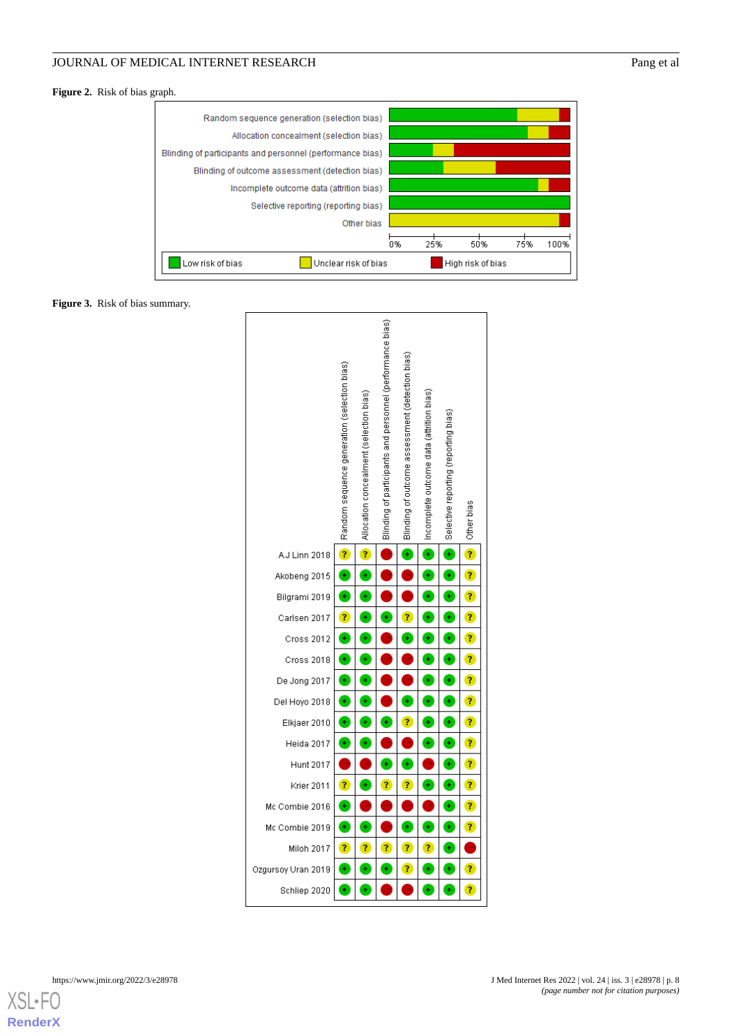**Figure 2.** Risk of bias graph.

**Figure 3.** Risk of bias summary.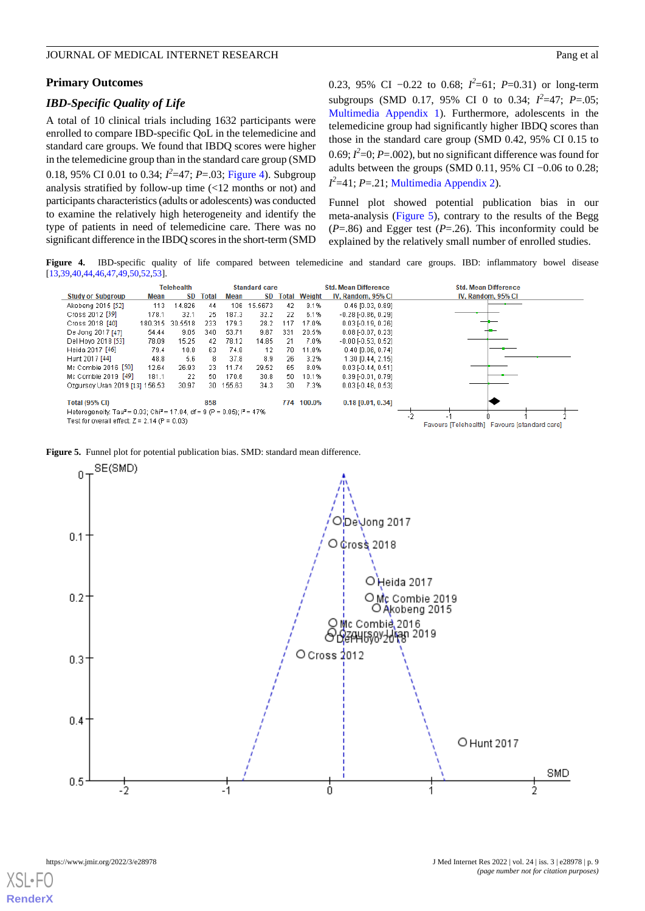## Primary Outcomes

### IBD-Specific Quality of Life

A total of 10 clinical trials including 1632 participants were enrolled to compare IBD-specific QoL in the telemedicine and standard care groups. We found that IBDQ scores were higher in the telemedicine group than in the standard care group (SMD 0.18, 95% CI 0.01 to 0.34; $I^2$=47; $P$=.03; Figure 4). Subgroup analysis stratified by follow-up time (<12 months or not) and participants characteristics (adults or adolescents) was conducted to examine the relatively high heterogeneity and identify the type of patients in need of telemedicine care. There was no significant difference in the IBDQ scores in the short-term (SMD 0.23, 95% CI −0.22 to 0.68; $I^2$=61; $P$=0.31) or long-term subgroups (SMD 0.17, 95% CI 0 to 0.34; $I^2$=47; $P$=.05; Multimedia Appendix 1). Furthermore, adolescents in the telemedicine group had significantly higher IBDQ scores than those in the standard care group (SMD 0.42, 95% CI 0.15 to 0.69; $I^2$=0; $P$=.002), but no significant difference was found for adults between the groups (SMD 0.11, 95% CI −0.06 to 0.28; $I^2$=41; $P$=.21; Multimedia Appendix 2).

Funnel plot showed potential publication bias in our meta-analysis (Figure 5), contrary to the results of the Begg ($P$=.86) and Egger test ($P$=.26). This inconformity could be explained by the relatively small number of enrolled studies.

**Figure 4.** IBD-specific quality of life compared between telemedicine and standard care groups. IBD: inflammatory bowel disease [13,39,40,44,46,47,49,50,52,53].

| Study or Subgroup | Telehealth Mean | SD | Total | Standard care Mean | SD | Total | Weight | Std. Mean Difference IV, Random, 95% CI |
|---|---|---|---|---|---|---|---|---|
| Akobeng 2015 [52] | 113 | 14.826 | 44 | 106 | 15.5673 | 42 | 9.1% | 0.46 [0.03, 0.89] |
| Cross 2012 [39] | 178.1 | 32.1 | 25 | 187.3 | 32.2 | 22 | 6.1% | -0.28 [-0.86, 0.29] |
| Cross 2018 [40] | 180.315 | 30.5518 | 233 | 179.3 | 28.2 | 117 | 17.0% | 0.03 [-0.19, 0.26] |
| De Jong 2017 [47] | 54.44 | 9.05 | 340 | 53.71 | 9.87 | 331 | 20.5% | 0.08 [-0.07, 0.23] |
| Del Hoyo 2018 [53] | 78.09 | 15.25 | 42 | 78.12 | 14.85 | 21 | 7.0% | -0.00 [-0.53, 0.52] |
| Heida 2017 [46] | 79.4 | 10.8 | 63 | 74.8 | 12 | 70 | 11.8% | 0.40 [0.06, 0.74] |
| Hunt 2017 [44] | 48.8 | 5.6 | 8 | 37.8 | 8.9 | 26 | 3.2% | 1.30 [0.44, 2.15] |
| Mc Combie 2016 [50] | 12.64 | 26.93 | 23 | 11.74 | 29.52 | 65 | 8.0% | 0.03 [-0.44, 0.51] |
| Mc Combie 2019 [49] | 181.1 | 22 | 50 | 170.6 | 30.8 | 50 | 10.1% | 0.39 [-0.01, 0.79] |
| Ozgursoy Uran 2019 [13] | 156.53 | 30.97 | 30 | 155.63 | 34.3 | 30 | 7.3% | 0.03 [-0.48, 0.53] |
| **Total (95% CI)** | | | 858 | | | 774 | 100.0% | **0.18 [0.01, 0.34]** |

Heterogeneity: Tau² = 0.03; Chi² = 17.04, df = 9 (P = 0.05); I² = 47%
Test for overall effect: Z = 2.14 (P = 0.03)

Favours [Telehealth] Favours [standard care]

**Figure 5.** Funnel plot for potential publication bias. SMD: standard mean difference.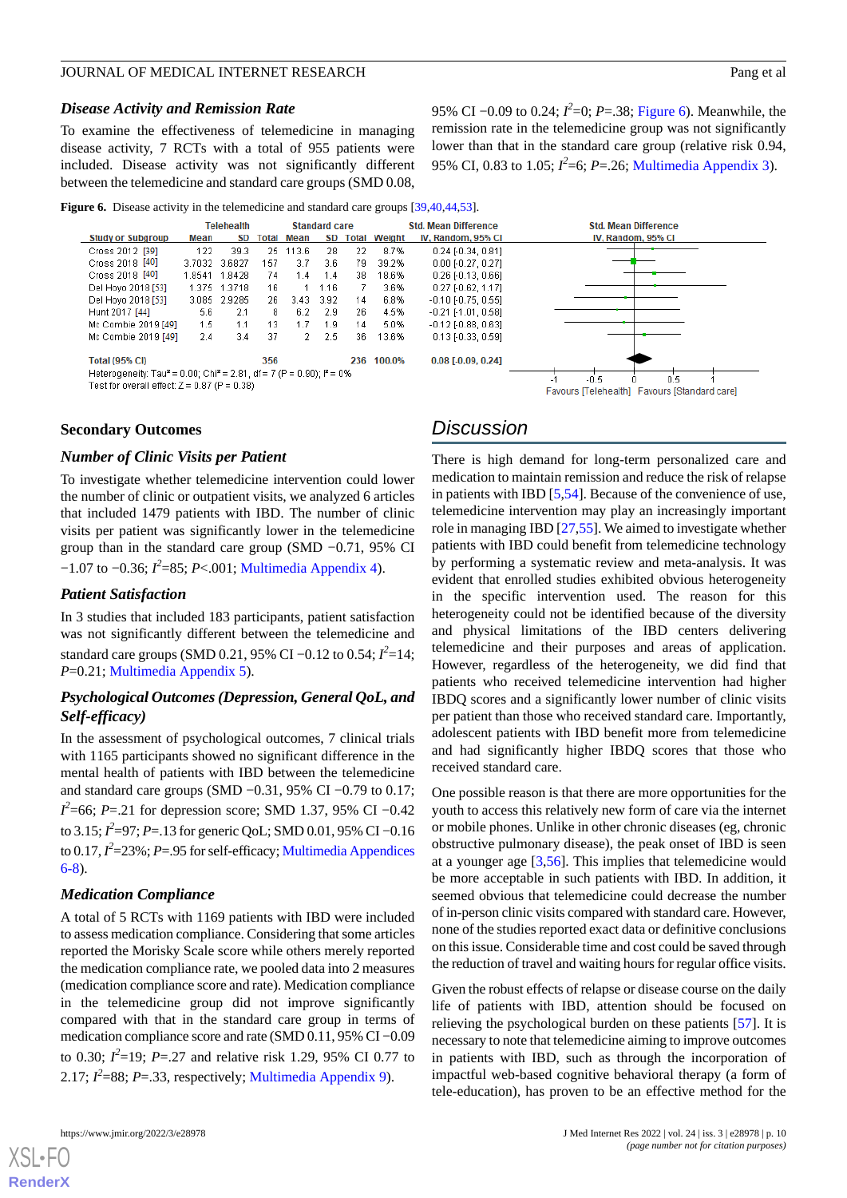### Disease Activity and Remission Rate

To examine the effectiveness of telemedicine in managing disease activity, 7 RCTs with a total of 955 patients were included. Disease activity was not significantly different between the telemedicine and standard care groups (SMD 0.08, 95% CI −0.09 to 0.24; $I^2$=0; $P$=.38; Figure 6). Meanwhile, the remission rate in the telemedicine group was not significantly lower than that in the standard care group (relative risk 0.94, 95% CI, 0.83 to 1.05; $I^2$=6; $P$=.26; Multimedia Appendix 3).

**Figure 6.** Disease activity in the telemedicine and standard care groups [39,40,44,53].

| Study or Subgroup | Telehealth Mean | Telehealth SD | Telehealth Total | Standard care Mean | Standard care SD | Standard care Total | Weight | Std. Mean Difference IV, Random, 95% CI |
|---|---|---|---|---|---|---|---|---|
| Cross 2012 [39] | 123 | 39.3 | 25 | 113.6 | 28 | 22 | 8.7% | 0.24 [-0.34, 0.81] |
| Cross 2018 [40] | 3.7032 | 3.6827 | 157 | 3.7 | 3.6 | 79 | 39.2% | 0.00 [-0.27, 0.27] |
| Cross 2018 [40] | 1.8541 | 1.8428 | 74 | 1.4 | 1.4 | 38 | 18.6% | 0.26 [-0.13, 0.66] |
| Del Hoyo 2018 [53] | 1.375 | 1.3718 | 16 | 1 | 1.16 | 7 | 3.6% | 0.27 [-0.62, 1.17] |
| Del Hoyo 2018 [53] | 3.085 | 2.9285 | 26 | 3.43 | 3.92 | 14 | 6.8% | -0.10 [-0.75, 0.55] |
| Hunt 2017 [44] | 5.6 | 2.1 | 8 | 6.2 | 2.9 | 26 | 4.5% | -0.21 [-1.01, 0.58] |
| Mc Combie 2019 [49] | 1.5 | 1.1 | 13 | 1.7 | 1.9 | 14 | 5.0% | -0.12 [-0.88, 0.63] |
| Mc Combie 2019 [49] | 2.4 | 3.4 | 37 | 2 | 2.5 | 36 | 13.6% | 0.13 [-0.33, 0.59] |
| Total (95% CI) | | | 356 | | | 236 | 100.0% | 0.08 [-0.09, 0.24] |

Heterogeneity: Tau² = 0.00; Chi² = 2.81, df = 7 (P = 0.90); I² = 0%
Test for overall effect: Z = 0.87 (P = 0.38)

Favours [Telehealth] Favours [Standard care]

## Secondary Outcomes

### Number of Clinic Visits per Patient

To investigate whether telemedicine intervention could lower the number of clinic or outpatient visits, we analyzed 6 articles that included 1479 patients with IBD. The number of clinic visits per patient was significantly lower in the telemedicine group than in the standard care group (SMD −0.71, 95% CI −1.07 to −0.36; $I^2$=85; $P$<.001; Multimedia Appendix 4).

### Patient Satisfaction

In 3 studies that included 183 participants, patient satisfaction was not significantly different between the telemedicine and standard care groups (SMD 0.21, 95% CI −0.12 to 0.54; $I^2$=14; $P$=0.21; Multimedia Appendix 5).

### Psychological Outcomes (Depression, General QoL, and Self-efficacy)

In the assessment of psychological outcomes, 7 clinical trials with 1165 participants showed no significant difference in the mental health of patients with IBD between the telemedicine and standard care groups (SMD −0.31, 95% CI −0.79 to 0.17; $I^2$=66; $P$=.21 for depression score; SMD 1.37, 95% CI −0.42 to 3.15; $I^2$=97; $P$=.13 for generic QoL; SMD 0.01, 95% CI −0.16 to 0.17, $I^2$=23%; $P$=.95 for self-efficacy; Multimedia Appendices 6-8).

### Medication Compliance

A total of 5 RCTs with 1169 patients with IBD were included to assess medication compliance. Considering that some articles reported the Morisky Scale score while others merely reported the medication compliance rate, we pooled data into 2 measures (medication compliance score and rate). Medication compliance in the telemedicine group did not improve significantly compared with that in the standard care group in terms of medication compliance score and rate (SMD 0.11, 95% CI −0.09 to 0.30; $I^2$=19; $P$=.27 and relative risk 1.29, 95% CI 0.77 to 2.17; $I^2$=88; $P$=.33, respectively; Multimedia Appendix 9).

## Discussion

There is high demand for long-term personalized care and medication to maintain remission and reduce the risk of relapse in patients with IBD [5,54]. Because of the convenience of use, telemedicine intervention may play an increasingly important role in managing IBD [27,55]. We aimed to investigate whether patients with IBD could benefit from telemedicine technology by performing a systematic review and meta-analysis. It was evident that enrolled studies exhibited obvious heterogeneity in the specific intervention used. The reason for this heterogeneity could not be identified because of the diversity and physical limitations of the IBD centers delivering telemedicine and their purposes and areas of application. However, regardless of the heterogeneity, we did find that patients who received telemedicine intervention had higher IBDQ scores and a significantly lower number of clinic visits per patient than those who received standard care. Importantly, adolescent patients with IBD benefit more from telemedicine and had significantly higher IBDQ scores that those who received standard care.

One possible reason is that there are more opportunities for the youth to access this relatively new form of care via the internet or mobile phones. Unlike in other chronic diseases (eg, chronic obstructive pulmonary disease), the peak onset of IBD is seen at a younger age [3,56]. This implies that telemedicine would be more acceptable in such patients with IBD. In addition, it seemed obvious that telemedicine could decrease the number of in-person clinic visits compared with standard care. However, none of the studies reported exact data or definitive conclusions on this issue. Considerable time and cost could be saved through the reduction of travel and waiting hours for regular office visits.

Given the robust effects of relapse or disease course on the daily life of patients with IBD, attention should be focused on relieving the psychological burden on these patients [57]. It is necessary to note that telemedicine aiming to improve outcomes in patients with IBD, such as through the incorporation of impactful web-based cognitive behavioral therapy (a form of tele-education), has proven to be an effective method for the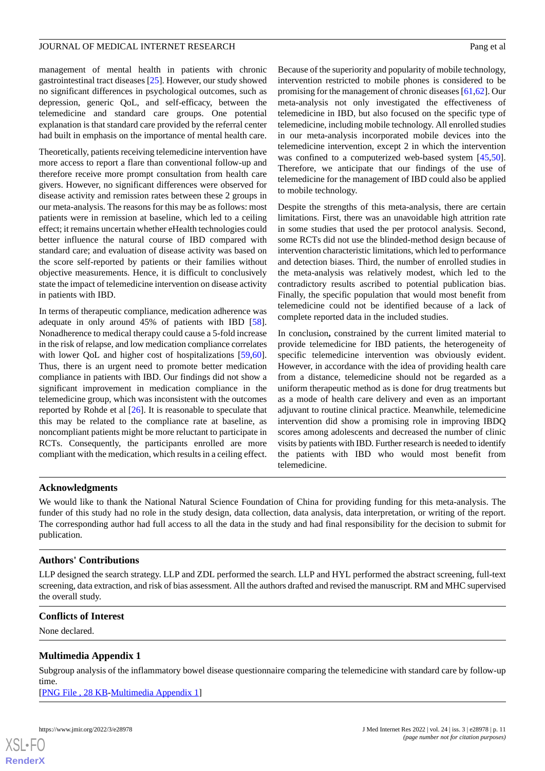management of mental health in patients with chronic gastrointestinal tract diseases [25]. However, our study showed no significant differences in psychological outcomes, such as depression, generic QoL, and self-efficacy, between the telemedicine and standard care groups. One potential explanation is that standard care provided by the referral center had built in emphasis on the importance of mental health care.

Theoretically, patients receiving telemedicine intervention have more access to report a flare than conventional follow-up and therefore receive more prompt consultation from health care givers. However, no significant differences were observed for disease activity and remission rates between these 2 groups in our meta-analysis. The reasons for this may be as follows: most patients were in remission at baseline, which led to a ceiling effect; it remains uncertain whether eHealth technologies could better influence the natural course of IBD compared with standard care; and evaluation of disease activity was based on the score self-reported by patients or their families without objective measurements. Hence, it is difficult to conclusively state the impact of telemedicine intervention on disease activity in patients with IBD.

In terms of therapeutic compliance, medication adherence was adequate in only around 45% of patients with IBD [58]. Nonadherence to medical therapy could cause a 5-fold increase in the risk of relapse, and low medication compliance correlates with lower QoL and higher cost of hospitalizations [59,60]. Thus, there is an urgent need to promote better medication compliance in patients with IBD. Our findings did not show a significant improvement in medication compliance in the telemedicine group, which was inconsistent with the outcomes reported by Rohde et al [26]. It is reasonable to speculate that this may be related to the compliance rate at baseline, as noncompliant patients might be more reluctant to participate in RCTs. Consequently, the participants enrolled are more compliant with the medication, which results in a ceiling effect.

Because of the superiority and popularity of mobile technology, intervention restricted to mobile phones is considered to be promising for the management of chronic diseases [61,62]. Our meta-analysis not only investigated the effectiveness of telemedicine in IBD, but also focused on the specific type of telemedicine, including mobile technology. All enrolled studies in our meta-analysis incorporated mobile devices into the telemedicine intervention, except 2 in which the intervention was confined to a computerized web-based system [45,50]. Therefore, we anticipate that our findings of the use of telemedicine for the management of IBD could also be applied to mobile technology.

Despite the strengths of this meta-analysis, there are certain limitations. First, there was an unavoidable high attrition rate in some studies that used the per protocol analysis. Second, some RCTs did not use the blinded-method design because of intervention characteristic limitations, which led to performance and detection biases. Third, the number of enrolled studies in the meta-analysis was relatively modest, which led to the contradictory results ascribed to potential publication bias. Finally, the specific population that would most benefit from telemedicine could not be identified because of a lack of complete reported data in the included studies.

In conclusion**,** constrained by the current limited material to provide telemedicine for IBD patients, the heterogeneity of specific telemedicine intervention was obviously evident. However, in accordance with the idea of providing health care from a distance, telemedicine should not be regarded as a uniform therapeutic method as is done for drug treatments but as a mode of health care delivery and even as an important adjuvant to routine clinical practice. Meanwhile, telemedicine intervention did show a promising role in improving IBDQ scores among adolescents and decreased the number of clinic visits by patients with IBD. Further research is needed to identify the patients with IBD who would most benefit from telemedicine.

## Acknowledgments

We would like to thank the National Natural Science Foundation of China for providing funding for this meta-analysis. The funder of this study had no role in the study design, data collection, data analysis, data interpretation, or writing of the report. The corresponding author had full access to all the data in the study and had final responsibility for the decision to submit for publication.

## Authors' Contributions

LLP designed the search strategy. LLP and ZDL performed the search. LLP and HYL performed the abstract screening, full-text screening, data extraction, and risk of bias assessment. All the authors drafted and revised the manuscript. RM and MHC supervised the overall study.

## Conflicts of Interest

None declared.

## Multimedia Appendix 1

Subgroup analysis of the inflammatory bowel disease questionnaire comparing the telemedicine with standard care by follow-up time.

[PNG File , 28 KB-Multimedia Appendix 1]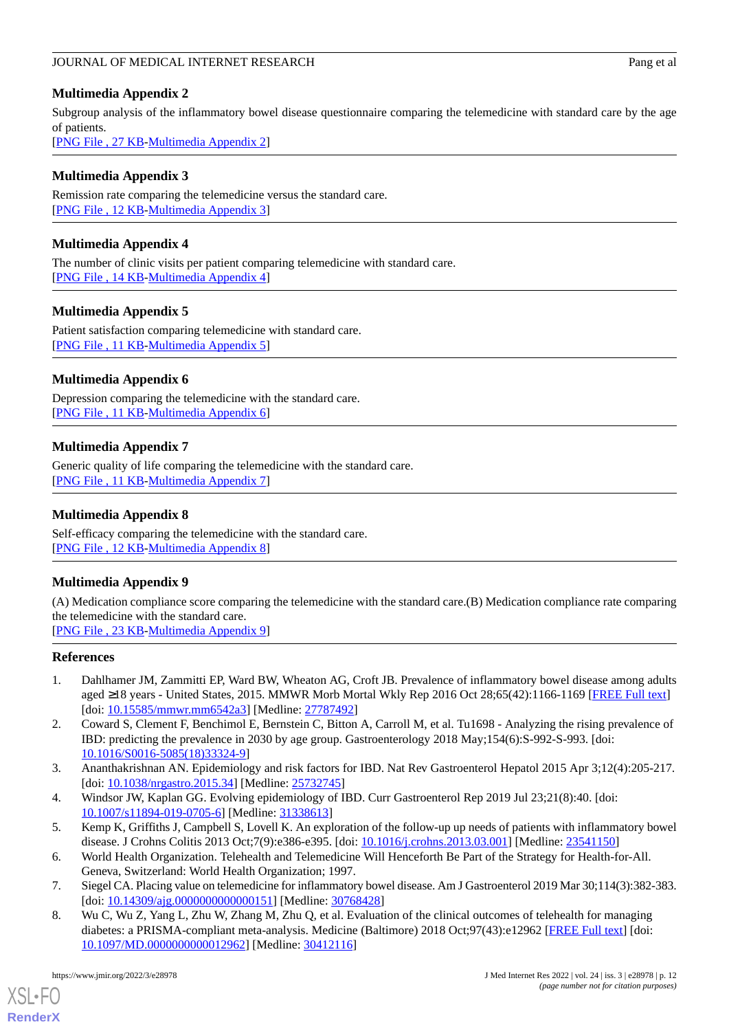## Multimedia Appendix 2

Subgroup analysis of the inflammatory bowel disease questionnaire comparing the telemedicine with standard care by the age of patients.

[PNG File , 27 KB-Multimedia Appendix 2]

## Multimedia Appendix 3

Remission rate comparing the telemedicine versus the standard care.

[PNG File , 12 KB-Multimedia Appendix 3]

## Multimedia Appendix 4

The number of clinic visits per patient comparing telemedicine with standard care.

[PNG File , 14 KB-Multimedia Appendix 4]

## Multimedia Appendix 5

Patient satisfaction comparing telemedicine with standard care.

[PNG File , 11 KB-Multimedia Appendix 5]

## Multimedia Appendix 6

Depression comparing the telemedicine with the standard care.

[PNG File , 11 KB-Multimedia Appendix 6]

## Multimedia Appendix 7

Generic quality of life comparing the telemedicine with the standard care.

[PNG File , 11 KB-Multimedia Appendix 7]

## Multimedia Appendix 8

Self-efficacy comparing the telemedicine with the standard care.

[PNG File , 12 KB-Multimedia Appendix 8]

## Multimedia Appendix 9

(A) Medication compliance score comparing the telemedicine with the standard care.(B) Medication compliance rate comparing the telemedicine with the standard care.

[PNG File , 23 KB-Multimedia Appendix 9]

## References

1. Dahlhamer JM, Zammitti EP, Ward BW, Wheaton AG, Croft JB. Prevalence of inflammatory bowel disease among adults aged ≥18 years - United States, 2015. MMWR Morb Mortal Wkly Rep 2016 Oct 28;65(42):1166-1169 [FREE Full text] [doi: 10.15585/mmwr.mm6542a3] [Medline: 27787492]
2. Coward S, Clement F, Benchimol E, Bernstein C, Bitton A, Carroll M, et al. Tu1698 - Analyzing the rising prevalence of IBD: predicting the prevalence in 2030 by age group. Gastroenterology 2018 May;154(6):S-992-S-993. [doi: 10.1016/S0016-5085(18)33324-9]
3. Ananthakrishnan AN. Epidemiology and risk factors for IBD. Nat Rev Gastroenterol Hepatol 2015 Apr 3;12(4):205-217. [doi: 10.1038/nrgastro.2015.34] [Medline: 25732745]
4. Windsor JW, Kaplan GG. Evolving epidemiology of IBD. Curr Gastroenterol Rep 2019 Jul 23;21(8):40. [doi: 10.1007/s11894-019-0705-6] [Medline: 31338613]
5. Kemp K, Griffiths J, Campbell S, Lovell K. An exploration of the follow-up up needs of patients with inflammatory bowel disease. J Crohns Colitis 2013 Oct;7(9):e386-e395. [doi: 10.1016/j.crohns.2013.03.001] [Medline: 23541150]
6. World Health Organization. Telehealth and Telemedicine Will Henceforth Be Part of the Strategy for Health-for-All. Geneva, Switzerland: World Health Organization; 1997.
7. Siegel CA. Placing value on telemedicine for inflammatory bowel disease. Am J Gastroenterol 2019 Mar 30;114(3):382-383. [doi: 10.14309/ajg.0000000000000151] [Medline: 30768428]
8. Wu C, Wu Z, Yang L, Zhu W, Zhang M, Zhu Q, et al. Evaluation of the clinical outcomes of telehealth for managing diabetes: a PRISMA-compliant meta-analysis. Medicine (Baltimore) 2018 Oct;97(43):e12962 [FREE Full text] [doi: 10.1097/MD.0000000000012962] [Medline: 30412116]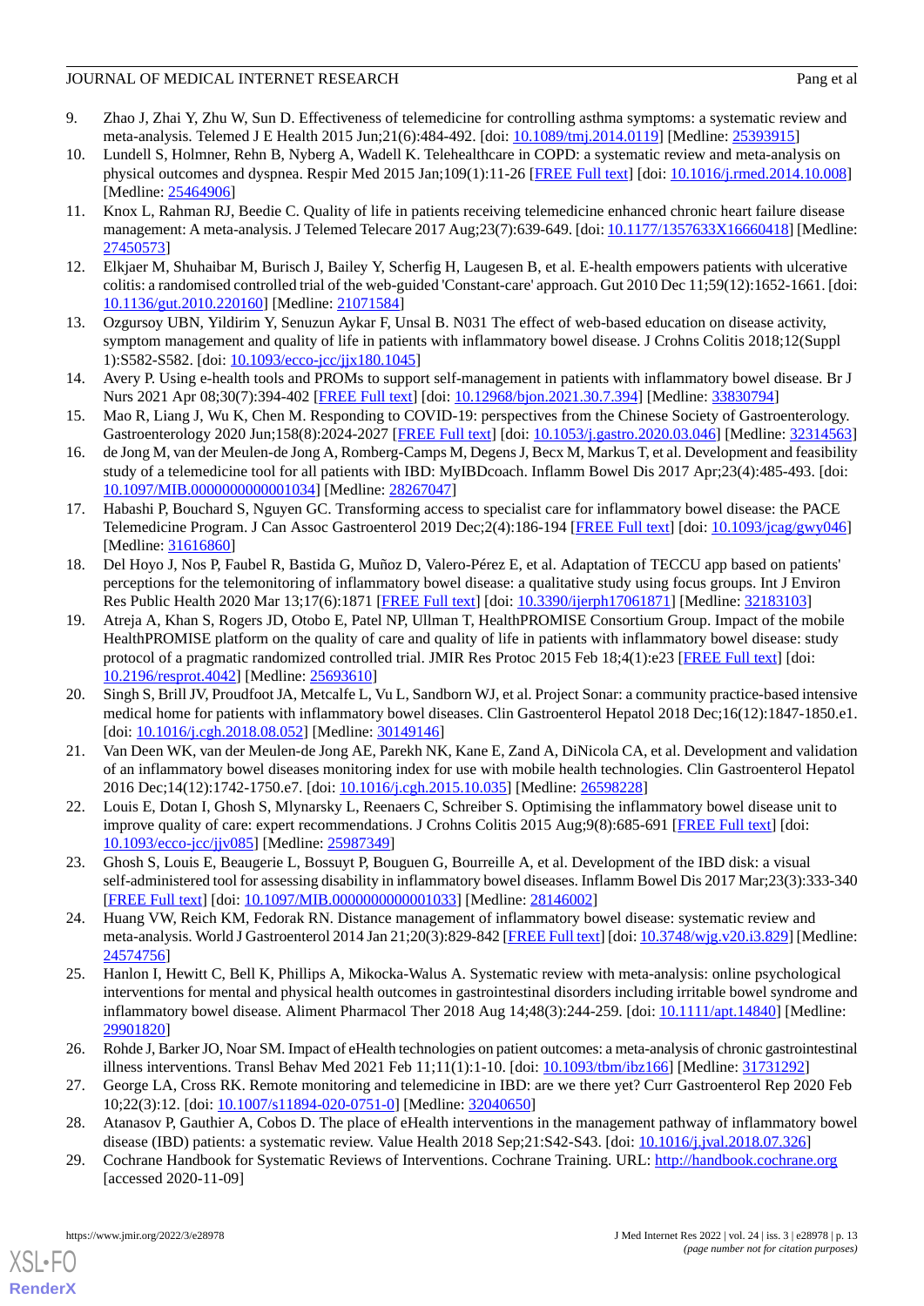9. Zhao J, Zhai Y, Zhu W, Sun D. Effectiveness of telemedicine for controlling asthma symptoms: a systematic review and meta-analysis. Telemed J E Health 2015 Jun;21(6):484-492. [doi: 10.1089/tmj.2014.0119] [Medline: 25393915]
10. Lundell S, Holmner, Rehn B, Nyberg A, Wadell K. Telehealthcare in COPD: a systematic review and meta-analysis on physical outcomes and dyspnea. Respir Med 2015 Jan;109(1):11-26 [FREE Full text] [doi: 10.1016/j.rmed.2014.10.008] [Medline: 25464906]
11. Knox L, Rahman RJ, Beedie C. Quality of life in patients receiving telemedicine enhanced chronic heart failure disease management: A meta-analysis. J Telemed Telecare 2017 Aug;23(7):639-649. [doi: 10.1177/1357633X16660418] [Medline: 27450573]
12. Elkjaer M, Shuhaibar M, Burisch J, Bailey Y, Scherfig H, Laugesen B, et al. E-health empowers patients with ulcerative colitis: a randomised controlled trial of the web-guided 'Constant-care' approach. Gut 2010 Dec 11;59(12):1652-1661. [doi: 10.1136/gut.2010.220160] [Medline: 21071584]
13. Ozgursoy UBN, Yildirim Y, Senuzun Aykar F, Unsal B. N031 The effect of web-based education on disease activity, symptom management and quality of life in patients with inflammatory bowel disease. J Crohns Colitis 2018;12(Suppl 1):S582-S582. [doi: 10.1093/ecco-jcc/jjx180.1045]
14. Avery P. Using e-health tools and PROMs to support self-management in patients with inflammatory bowel disease. Br J Nurs 2021 Apr 08;30(7):394-402 [FREE Full text] [doi: 10.12968/bjon.2021.30.7.394] [Medline: 33830794]
15. Mao R, Liang J, Wu K, Chen M. Responding to COVID-19: perspectives from the Chinese Society of Gastroenterology. Gastroenterology 2020 Jun;158(8):2024-2027 [FREE Full text] [doi: 10.1053/j.gastro.2020.03.046] [Medline: 32314563]
16. de Jong M, van der Meulen-de Jong A, Romberg-Camps M, Degens J, Becx M, Markus T, et al. Development and feasibility study of a telemedicine tool for all patients with IBD: MyIBDcoach. Inflamm Bowel Dis 2017 Apr;23(4):485-493. [doi: 10.1097/MIB.0000000000001034] [Medline: 28267047]
17. Habashi P, Bouchard S, Nguyen GC. Transforming access to specialist care for inflammatory bowel disease: the PACE Telemedicine Program. J Can Assoc Gastroenterol 2019 Dec;2(4):186-194 [FREE Full text] [doi: 10.1093/jcag/gwy046] [Medline: 31616860]
18. Del Hoyo J, Nos P, Faubel R, Bastida G, Muñoz D, Valero-Pérez E, et al. Adaptation of TECCU app based on patients' perceptions for the telemonitoring of inflammatory bowel disease: a qualitative study using focus groups. Int J Environ Res Public Health 2020 Mar 13;17(6):1871 [FREE Full text] [doi: 10.3390/ijerph17061871] [Medline: 32183103]
19. Atreja A, Khan S, Rogers JD, Otobo E, Patel NP, Ullman T, HealthPROMISE Consortium Group. Impact of the mobile HealthPROMISE platform on the quality of care and quality of life in patients with inflammatory bowel disease: study protocol of a pragmatic randomized controlled trial. JMIR Res Protoc 2015 Feb 18;4(1):e23 [FREE Full text] [doi: 10.2196/resprot.4042] [Medline: 25693610]
20. Singh S, Brill JV, Proudfoot JA, Metcalfe L, Vu L, Sandborn WJ, et al. Project Sonar: a community practice-based intensive medical home for patients with inflammatory bowel diseases. Clin Gastroenterol Hepatol 2018 Dec;16(12):1847-1850.e1. [doi: 10.1016/j.cgh.2018.08.052] [Medline: 30149146]
21. Van Deen WK, van der Meulen-de Jong AE, Parekh NK, Kane E, Zand A, DiNicola CA, et al. Development and validation of an inflammatory bowel diseases monitoring index for use with mobile health technologies. Clin Gastroenterol Hepatol 2016 Dec;14(12):1742-1750.e7. [doi: 10.1016/j.cgh.2015.10.035] [Medline: 26598228]
22. Louis E, Dotan I, Ghosh S, Mlynarsky L, Reenaers C, Schreiber S. Optimising the inflammatory bowel disease unit to improve quality of care: expert recommendations. J Crohns Colitis 2015 Aug;9(8):685-691 [FREE Full text] [doi: 10.1093/ecco-jcc/jjv085] [Medline: 25987349]
23. Ghosh S, Louis E, Beaugerie L, Bossuyt P, Bouguen G, Bourreille A, et al. Development of the IBD disk: a visual self-administered tool for assessing disability in inflammatory bowel diseases. Inflamm Bowel Dis 2017 Mar;23(3):333-340 [FREE Full text] [doi: 10.1097/MIB.0000000000001033] [Medline: 28146002]
24. Huang VW, Reich KM, Fedorak RN. Distance management of inflammatory bowel disease: systematic review and meta-analysis. World J Gastroenterol 2014 Jan 21;20(3):829-842 [FREE Full text] [doi: 10.3748/wjg.v20.i3.829] [Medline: 24574756]
25. Hanlon I, Hewitt C, Bell K, Phillips A, Mikocka-Walus A. Systematic review with meta-analysis: online psychological interventions for mental and physical health outcomes in gastrointestinal disorders including irritable bowel syndrome and inflammatory bowel disease. Aliment Pharmacol Ther 2018 Aug 14;48(3):244-259. [doi: 10.1111/apt.14840] [Medline: 29901820]
26. Rohde J, Barker JO, Noar SM. Impact of eHealth technologies on patient outcomes: a meta-analysis of chronic gastrointestinal illness interventions. Transl Behav Med 2021 Feb 11;11(1):1-10. [doi: 10.1093/tbm/ibz166] [Medline: 31731292]
27. George LA, Cross RK. Remote monitoring and telemedicine in IBD: are we there yet? Curr Gastroenterol Rep 2020 Feb 10;22(3):12. [doi: 10.1007/s11894-020-0751-0] [Medline: 32040650]
28. Atanasov P, Gauthier A, Cobos D. The place of eHealth interventions in the management pathway of inflammatory bowel disease (IBD) patients: a systematic review. Value Health 2018 Sep;21:S42-S43. [doi: 10.1016/j.jval.2018.07.326]
29. Cochrane Handbook for Systematic Reviews of Interventions. Cochrane Training. URL: http://handbook.cochrane.org [accessed 2020-11-09]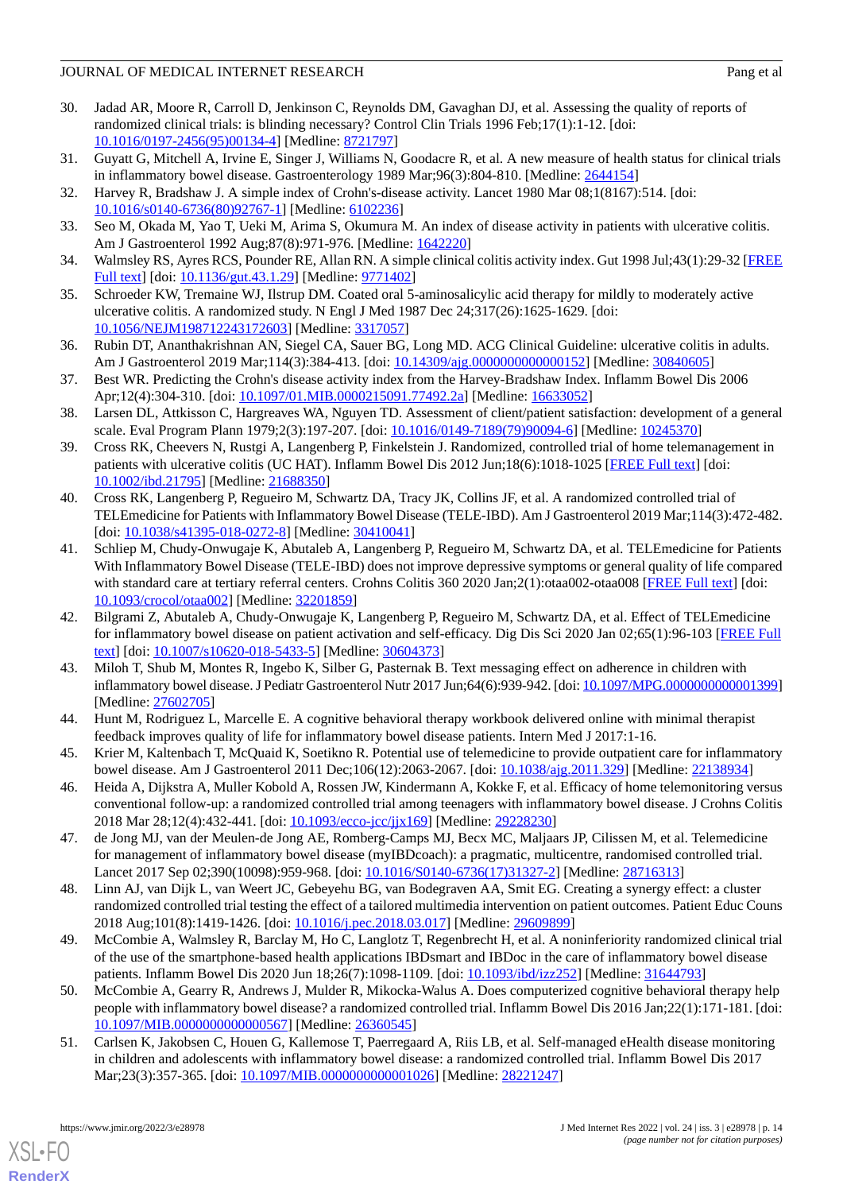30. Jadad AR, Moore R, Carroll D, Jenkinson C, Reynolds DM, Gavaghan DJ, et al. Assessing the quality of reports of randomized clinical trials: is blinding necessary? Control Clin Trials 1996 Feb;17(1):1-12. [doi: 10.1016/0197-2456(95)00134-4] [Medline: 8721797]
31. Guyatt G, Mitchell A, Irvine E, Singer J, Williams N, Goodacre R, et al. A new measure of health status for clinical trials in inflammatory bowel disease. Gastroenterology 1989 Mar;96(3):804-810. [Medline: 2644154]
32. Harvey R, Bradshaw J. A simple index of Crohn's-disease activity. Lancet 1980 Mar 08;1(8167):514. [doi: 10.1016/s0140-6736(80)92767-1] [Medline: 6102236]
33. Seo M, Okada M, Yao T, Ueki M, Arima S, Okumura M. An index of disease activity in patients with ulcerative colitis. Am J Gastroenterol 1992 Aug;87(8):971-976. [Medline: 1642220]
34. Walmsley RS, Ayres RCS, Pounder RE, Allan RN. A simple clinical colitis activity index. Gut 1998 Jul;43(1):29-32 [FREE Full text] [doi: 10.1136/gut.43.1.29] [Medline: 9771402]
35. Schroeder KW, Tremaine WJ, Ilstrup DM. Coated oral 5-aminosalicylic acid therapy for mildly to moderately active ulcerative colitis. A randomized study. N Engl J Med 1987 Dec 24;317(26):1625-1629. [doi: 10.1056/NEJM198712243172603] [Medline: 3317057]
36. Rubin DT, Ananthakrishnan AN, Siegel CA, Sauer BG, Long MD. ACG Clinical Guideline: ulcerative colitis in adults. Am J Gastroenterol 2019 Mar;114(3):384-413. [doi: 10.14309/ajg.0000000000000152] [Medline: 30840605]
37. Best WR. Predicting the Crohn's disease activity index from the Harvey-Bradshaw Index. Inflamm Bowel Dis 2006 Apr;12(4):304-310. [doi: 10.1097/01.MIB.0000215091.77492.2a] [Medline: 16633052]
38. Larsen DL, Attkisson C, Hargreaves WA, Nguyen TD. Assessment of client/patient satisfaction: development of a general scale. Eval Program Plann 1979;2(3):197-207. [doi: 10.1016/0149-7189(79)90094-6] [Medline: 10245370]
39. Cross RK, Cheevers N, Rustgi A, Langenberg P, Finkelstein J. Randomized, controlled trial of home telemanagement in patients with ulcerative colitis (UC HAT). Inflamm Bowel Dis 2012 Jun;18(6):1018-1025 [FREE Full text] [doi: 10.1002/ibd.21795] [Medline: 21688350]
40. Cross RK, Langenberg P, Regueiro M, Schwartz DA, Tracy JK, Collins JF, et al. A randomized controlled trial of TELEmedicine for Patients with Inflammatory Bowel Disease (TELE-IBD). Am J Gastroenterol 2019 Mar;114(3):472-482. [doi: 10.1038/s41395-018-0272-8] [Medline: 30410041]
41. Schliep M, Chudy-Onwugaje K, Abutaleb A, Langenberg P, Regueiro M, Schwartz DA, et al. TELEmedicine for Patients With Inflammatory Bowel Disease (TELE-IBD) does not improve depressive symptoms or general quality of life compared with standard care at tertiary referral centers. Crohns Colitis 360 2020 Jan;2(1):otaa002-otaa008 [FREE Full text] [doi: 10.1093/crocol/otaa002] [Medline: 32201859]
42. Bilgrami Z, Abutaleb A, Chudy-Onwugaje K, Langenberg P, Regueiro M, Schwartz DA, et al. Effect of TELEmedicine for inflammatory bowel disease on patient activation and self-efficacy. Dig Dis Sci 2020 Jan 02;65(1):96-103 [FREE Full text] [doi: 10.1007/s10620-018-5433-5] [Medline: 30604373]
43. Miloh T, Shub M, Montes R, Ingebo K, Silber G, Pasternak B. Text messaging effect on adherence in children with inflammatory bowel disease. J Pediatr Gastroenterol Nutr 2017 Jun;64(6):939-942. [doi: 10.1097/MPG.0000000000001399] [Medline: 27602705]
44. Hunt M, Rodriguez L, Marcelle E. A cognitive behavioral therapy workbook delivered online with minimal therapist feedback improves quality of life for inflammatory bowel disease patients. Intern Med J 2017:1-16.
45. Krier M, Kaltenbach T, McQuaid K, Soetikno R. Potential use of telemedicine to provide outpatient care for inflammatory bowel disease. Am J Gastroenterol 2011 Dec;106(12):2063-2067. [doi: 10.1038/ajg.2011.329] [Medline: 22138934]
46. Heida A, Dijkstra A, Muller Kobold A, Rossen JW, Kindermann A, Kokke F, et al. Efficacy of home telemonitoring versus conventional follow-up: a randomized controlled trial among teenagers with inflammatory bowel disease. J Crohns Colitis 2018 Mar 28;12(4):432-441. [doi: 10.1093/ecco-jcc/jjx169] [Medline: 29228230]
47. de Jong MJ, van der Meulen-de Jong AE, Romberg-Camps MJ, Becx MC, Maljaars JP, Cilissen M, et al. Telemedicine for management of inflammatory bowel disease (myIBDcoach): a pragmatic, multicentre, randomised controlled trial. Lancet 2017 Sep 02;390(10098):959-968. [doi: 10.1016/S0140-6736(17)31327-2] [Medline: 28716313]
48. Linn AJ, van Dijk L, van Weert JC, Gebeyehu BG, van Bodegraven AA, Smit EG. Creating a synergy effect: a cluster randomized controlled trial testing the effect of a tailored multimedia intervention on patient outcomes. Patient Educ Couns 2018 Aug;101(8):1419-1426. [doi: 10.1016/j.pec.2018.03.017] [Medline: 29609899]
49. McCombie A, Walmsley R, Barclay M, Ho C, Langlotz T, Regenbrecht H, et al. A noninferiority randomized clinical trial of the use of the smartphone-based health applications IBDsmart and IBDoc in the care of inflammatory bowel disease patients. Inflamm Bowel Dis 2020 Jun 18;26(7):1098-1109. [doi: 10.1093/ibd/izz252] [Medline: 31644793]
50. McCombie A, Gearry R, Andrews J, Mulder R, Mikocka-Walus A. Does computerized cognitive behavioral therapy help people with inflammatory bowel disease? a randomized controlled trial. Inflamm Bowel Dis 2016 Jan;22(1):171-181. [doi: 10.1097/MIB.0000000000000567] [Medline: 26360545]
51. Carlsen K, Jakobsen C, Houen G, Kallemose T, Paerregaard A, Riis LB, et al. Self-managed eHealth disease monitoring in children and adolescents with inflammatory bowel disease: a randomized controlled trial. Inflamm Bowel Dis 2017 Mar;23(3):357-365. [doi: 10.1097/MIB.0000000000001026] [Medline: 28221247]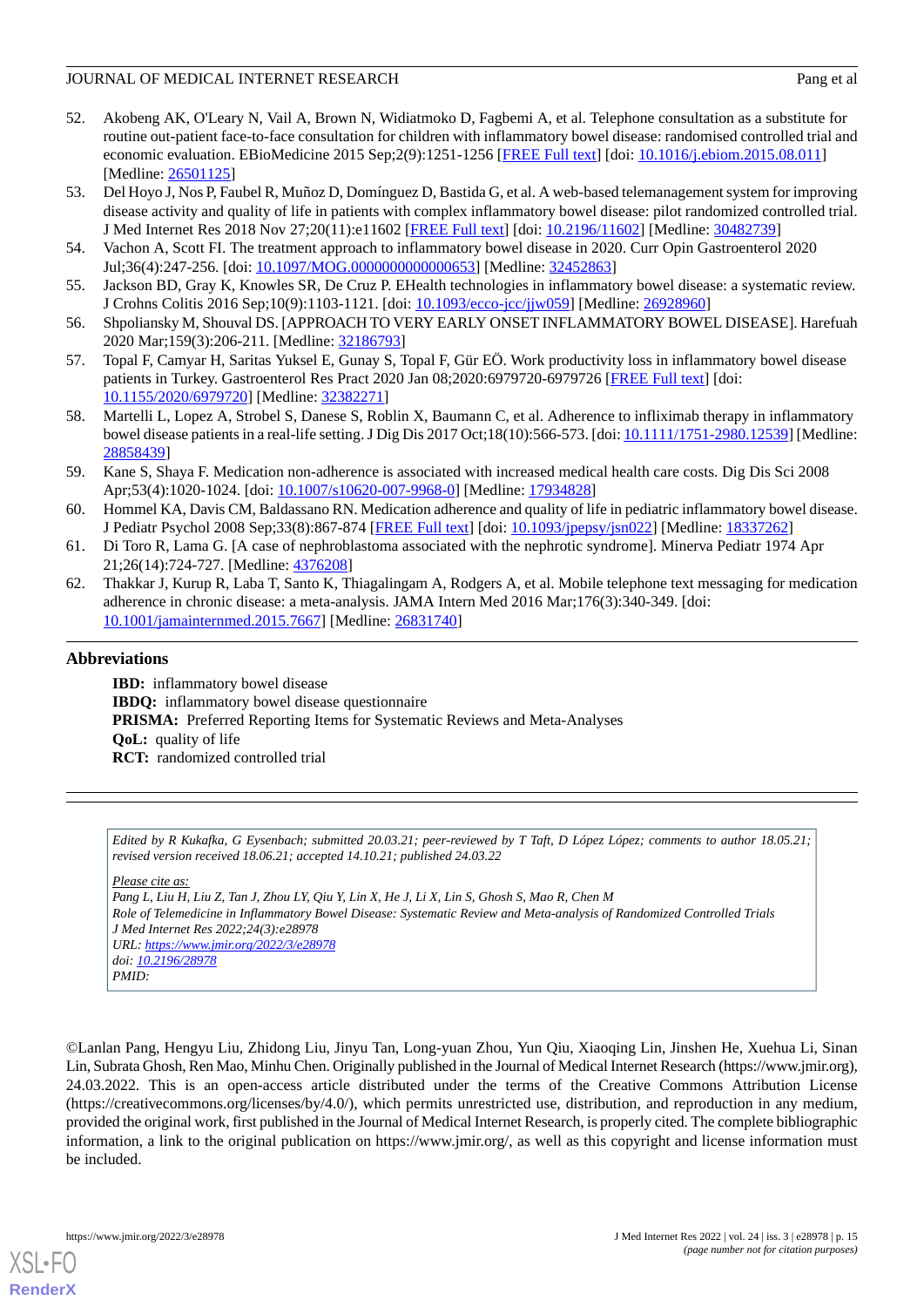52. Akobeng AK, O'Leary N, Vail A, Brown N, Widiatmoko D, Fagbemi A, et al. Telephone consultation as a substitute for routine out-patient face-to-face consultation for children with inflammatory bowel disease: randomised controlled trial and economic evaluation. EBioMedicine 2015 Sep;2(9):1251-1256 [FREE Full text] [doi: 10.1016/j.ebiom.2015.08.011] [Medline: 26501125]
53. Del Hoyo J, Nos P, Faubel R, Muñoz D, Domínguez D, Bastida G, et al. A web-based telemanagement system for improving disease activity and quality of life in patients with complex inflammatory bowel disease: pilot randomized controlled trial. J Med Internet Res 2018 Nov 27;20(11):e11602 [FREE Full text] [doi: 10.2196/11602] [Medline: 30482739]
54. Vachon A, Scott FI. The treatment approach to inflammatory bowel disease in 2020. Curr Opin Gastroenterol 2020 Jul;36(4):247-256. [doi: 10.1097/MOG.0000000000000653] [Medline: 32452863]
55. Jackson BD, Gray K, Knowles SR, De Cruz P. EHealth technologies in inflammatory bowel disease: a systematic review. J Crohns Colitis 2016 Sep;10(9):1103-1121. [doi: 10.1093/ecco-jcc/jjw059] [Medline: 26928960]
56. Shpoliansky M, Shouval DS. [APPROACH TO VERY EARLY ONSET INFLAMMATORY BOWEL DISEASE]. Harefuah 2020 Mar;159(3):206-211. [Medline: 32186793]
57. Topal F, Camyar H, Saritas Yuksel E, Gunay S, Topal F, Gür EÖ. Work productivity loss in inflammatory bowel disease patients in Turkey. Gastroenterol Res Pract 2020 Jan 08;2020:6979720-6979726 [FREE Full text] [doi: 10.1155/2020/6979720] [Medline: 32382271]
58. Martelli L, Lopez A, Strobel S, Danese S, Roblin X, Baumann C, et al. Adherence to infliximab therapy in inflammatory bowel disease patients in a real-life setting. J Dig Dis 2017 Oct;18(10):566-573. [doi: 10.1111/1751-2980.12539] [Medline: 28858439]
59. Kane S, Shaya F. Medication non-adherence is associated with increased medical health care costs. Dig Dis Sci 2008 Apr;53(4):1020-1024. [doi: 10.1007/s10620-007-9968-0] [Medline: 17934828]
60. Hommel KA, Davis CM, Baldassano RN. Medication adherence and quality of life in pediatric inflammatory bowel disease. J Pediatr Psychol 2008 Sep;33(8):867-874 [FREE Full text] [doi: 10.1093/jpepsy/jsn022] [Medline: 18337262]
61. Di Toro R, Lama G. [A case of nephroblastoma associated with the nephrotic syndrome]. Minerva Pediatr 1974 Apr 21;26(14):724-727. [Medline: 4376208]
62. Thakkar J, Kurup R, Laba T, Santo K, Thiagalingam A, Rodgers A, et al. Mobile telephone text messaging for medication adherence in chronic disease: a meta-analysis. JAMA Intern Med 2016 Mar;176(3):340-349. [doi: 10.1001/jamainternmed.2015.7667] [Medline: 26831740]

## Abbreviations

**IBD:** inflammatory bowel disease
**IBDQ:** inflammatory bowel disease questionnaire
**PRISMA:** Preferred Reporting Items for Systematic Reviews and Meta-Analyses
**QoL:** quality of life
**RCT:** randomized controlled trial

*Edited by R Kukafka, G Eysenbach; submitted 20.03.21; peer-reviewed by T Taft, D López López; comments to author 18.05.21; revised version received 18.06.21; accepted 14.10.21; published 24.03.22*

*Please cite as:*
*Pang L, Liu H, Liu Z, Tan J, Zhou LY, Qiu Y, Lin X, He J, Li X, Lin S, Ghosh S, Mao R, Chen M*
*Role of Telemedicine in Inflammatory Bowel Disease: Systematic Review and Meta-analysis of Randomized Controlled Trials*
*J Med Internet Res 2022;24(3):e28978*
*URL: https://www.jmir.org/2022/3/e28978*
*doi: 10.2196/28978*
*PMID:*

©Lanlan Pang, Hengyu Liu, Zhidong Liu, Jinyu Tan, Long-yuan Zhou, Yun Qiu, Xiaoqing Lin, Jinshen He, Xuehua Li, Sinan Lin, Subrata Ghosh, Ren Mao, Minhu Chen. Originally published in the Journal of Medical Internet Research (https://www.jmir.org), 24.03.2022. This is an open-access article distributed under the terms of the Creative Commons Attribution License (https://creativecommons.org/licenses/by/4.0/), which permits unrestricted use, distribution, and reproduction in any medium, provided the original work, first published in the Journal of Medical Internet Research, is properly cited. The complete bibliographic information, a link to the original publication on https://www.jmir.org/, as well as this copyright and license information must be included.